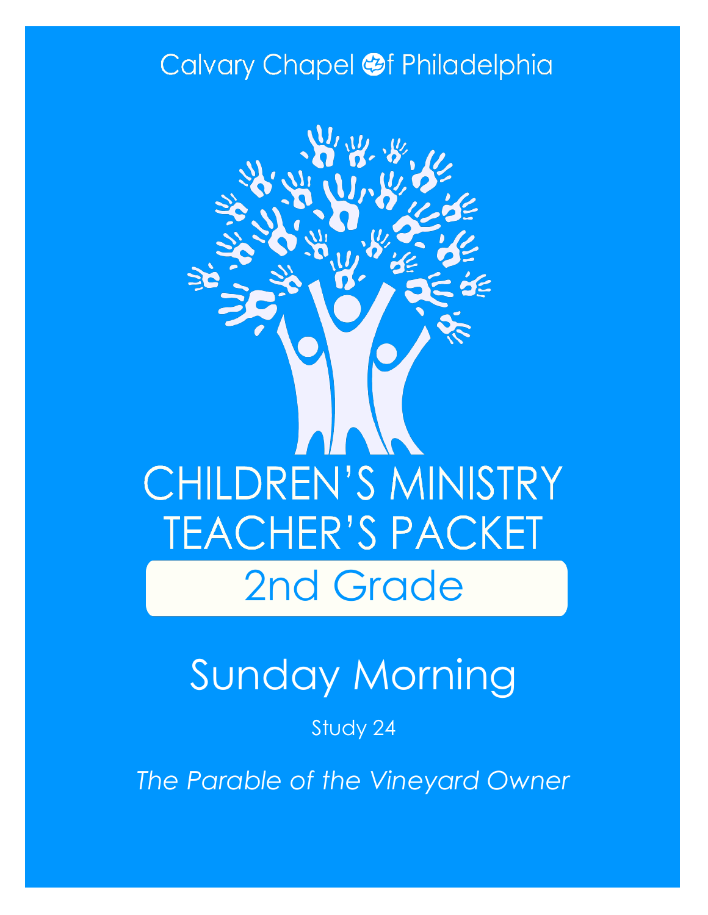Calvary Chapel of Philadelphia

# CHILDREN'S MINISTRY TEACHER'S PACKET

## 2nd Grade

# Sunday Morning

Study 24

*The Parable of the Vineyard Owner*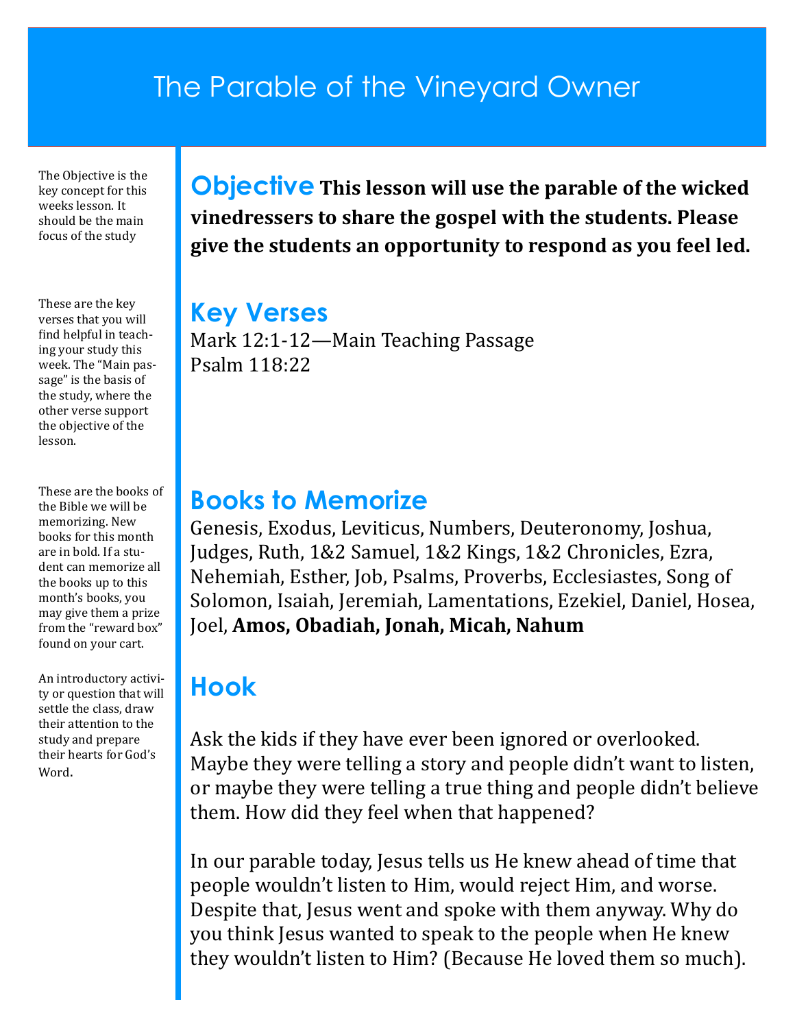# The Parable of the Vineyard Owner

The Objective is the key concept for this weeks lesson. It should be the main focus of the study

## Objective

**This lesson will use the parable of the wicked vinedressers to share the gospel with the students. Please give the students an opportunity to respond as you feel led.**

These are the key verses that you will find helpful in teaching your study this week. The "Main passage" is the basis of the study, where the other verse support the objective of the lesson.

## Key Verses

Mark 12:1-12—Main Teaching Passage
Psalm 118:22

These are the books of the Bible we will be memorizing. New books for this month are in bold. If a student can memorize all the books up to this month's books, you may give them a prize from the "reward box" found on your cart.

## Books to Memorize

Genesis, Exodus, Leviticus, Numbers, Deuteronomy, Joshua, Judges, Ruth, 1&2 Samuel, 1&2 Kings, 1&2 Chronicles, Ezra, Nehemiah, Esther, Job, Psalms, Proverbs, Ecclesiastes, Song of Solomon, Isaiah, Jeremiah, Lamentations, Ezekiel, Daniel, Hosea, Joel, **Amos, Obadiah, Jonah, Micah, Nahum**

An introductory activity or question that will settle the class, draw their attention to the study and prepare their hearts for God's Word.

## Hook

Ask the kids if they have ever been ignored or overlooked. Maybe they were telling a story and people didn't want to listen, or maybe they were telling a true thing and people didn't believe them. How did they feel when that happened?

In our parable today, Jesus tells us He knew ahead of time that people wouldn't listen to Him, would reject Him, and worse. Despite that, Jesus went and spoke with them anyway. Why do you think Jesus wanted to speak to the people when He knew they wouldn't listen to Him? (Because He loved them so much).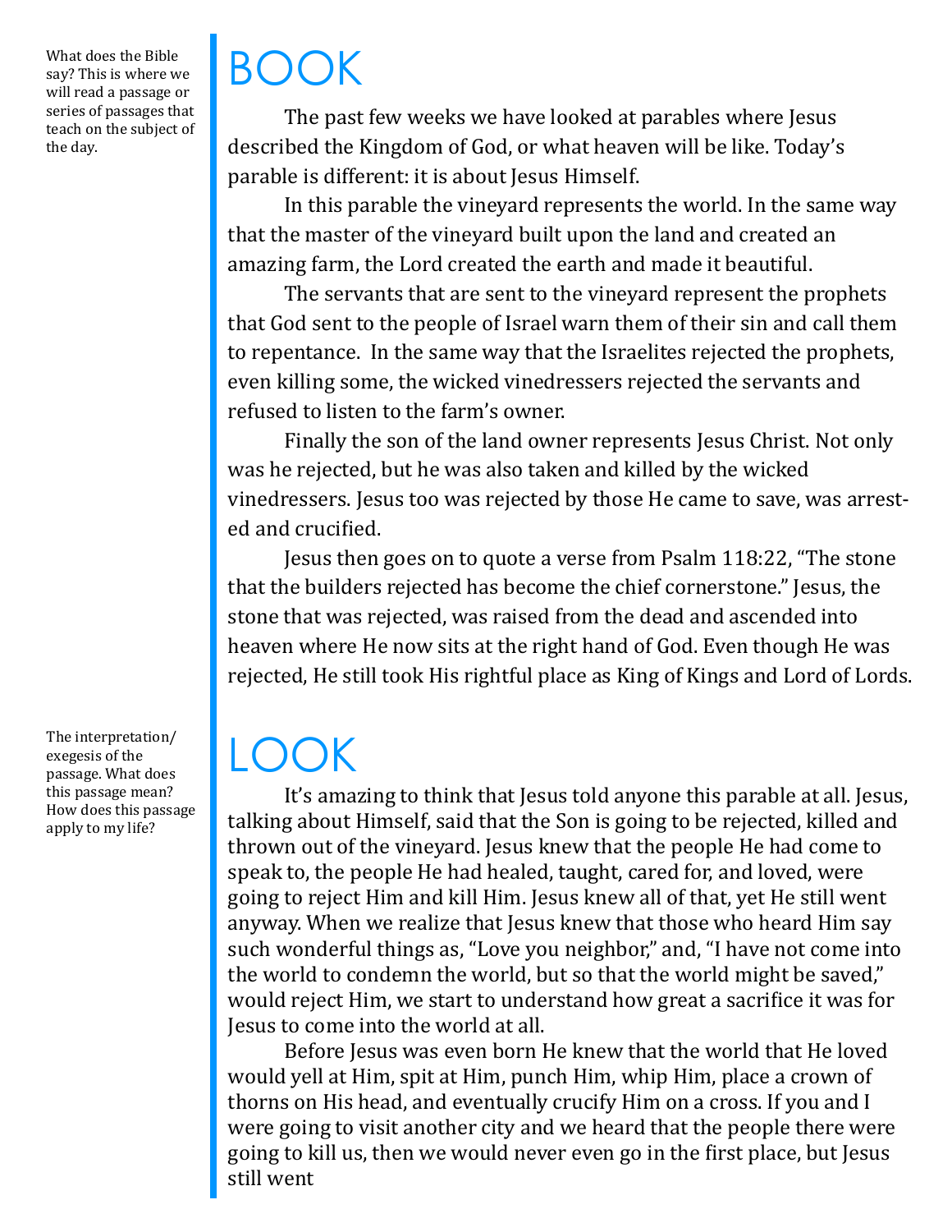What does the Bible say? This is where we will read a passage or series of passages that teach on the subject of the day.

# BOOK

The past few weeks we have looked at parables where Jesus described the Kingdom of God, or what heaven will be like. Today's parable is different: it is about Jesus Himself.

In this parable the vineyard represents the world. In the same way that the master of the vineyard built upon the land and created an amazing farm, the Lord created the earth and made it beautiful.

The servants that are sent to the vineyard represent the prophets that God sent to the people of Israel warn them of their sin and call them to repentance. In the same way that the Israelites rejected the prophets, even killing some, the wicked vinedressers rejected the servants and refused to listen to the farm's owner.

Finally the son of the land owner represents Jesus Christ. Not only was he rejected, but he was also taken and killed by the wicked vinedressers. Jesus too was rejected by those He came to save, was arrested and crucified.

Jesus then goes on to quote a verse from Psalm 118:22, "The stone that the builders rejected has become the chief cornerstone." Jesus, the stone that was rejected, was raised from the dead and ascended into heaven where He now sits at the right hand of God. Even though He was rejected, He still took His rightful place as King of Kings and Lord of Lords.

The interpretation/exegesis of the passage. What does this passage mean? How does this passage apply to my life?

# LOOK

It's amazing to think that Jesus told anyone this parable at all. Jesus, talking about Himself, said that the Son is going to be rejected, killed and thrown out of the vineyard. Jesus knew that the people He had come to speak to, the people He had healed, taught, cared for, and loved, were going to reject Him and kill Him. Jesus knew all of that, yet He still went anyway. When we realize that Jesus knew that those who heard Him say such wonderful things as, "Love you neighbor," and, "I have not come into the world to condemn the world, but so that the world might be saved," would reject Him, we start to understand how great a sacrifice it was for Jesus to come into the world at all.

Before Jesus was even born He knew that the world that He loved would yell at Him, spit at Him, punch Him, whip Him, place a crown of thorns on His head, and eventually crucify Him on a cross. If you and I were going to visit another city and we heard that the people there were going to kill us, then we would never even go in the first place, but Jesus still went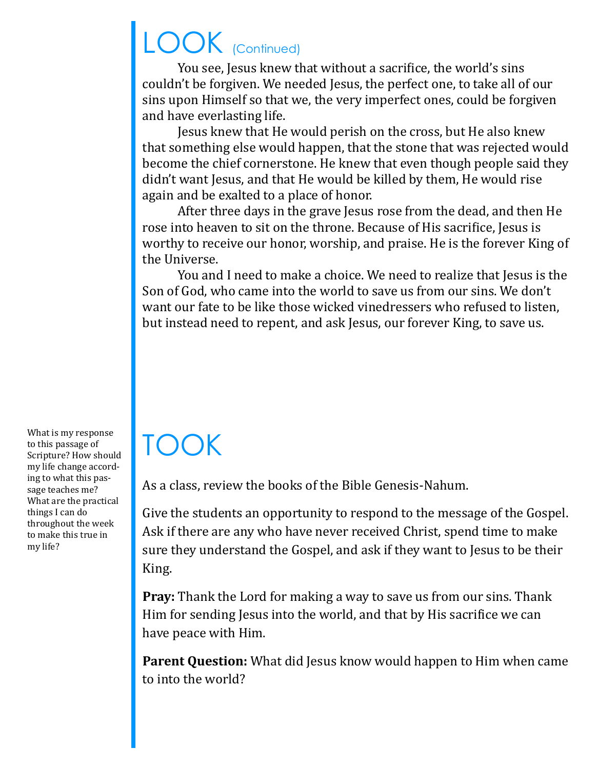# LOOK (Continued)

You see, Jesus knew that without a sacrifice, the world's sins couldn't be forgiven. We needed Jesus, the perfect one, to take all of our sins upon Himself so that we, the very imperfect ones, could be forgiven and have everlasting life.

Jesus knew that He would perish on the cross, but He also knew that something else would happen, that the stone that was rejected would become the chief cornerstone. He knew that even though people said they didn't want Jesus, and that He would be killed by them, He would rise again and be exalted to a place of honor.

After three days in the grave Jesus rose from the dead, and then He rose into heaven to sit on the throne. Because of His sacrifice, Jesus is worthy to receive our honor, worship, and praise. He is the forever King of the Universe.

You and I need to make a choice. We need to realize that Jesus is the Son of God, who came into the world to save us from our sins. We don't want our fate to be like those wicked vinedressers who refused to listen, but instead need to repent, and ask Jesus, our forever King, to save us.

What is my response to this passage of Scripture? How should my life change according to what this passage teaches me? What are the practical things I can do throughout the week to make this true in my life?

# TOOK

As a class, review the books of the Bible Genesis-Nahum.

Give the students an opportunity to respond to the message of the Gospel. Ask if there are any who have never received Christ, spend time to make sure they understand the Gospel, and ask if they want to Jesus to be their King.

**Pray:** Thank the Lord for making a way to save us from our sins. Thank Him for sending Jesus into the world, and that by His sacrifice we can have peace with Him.

**Parent Question:** What did Jesus know would happen to Him when came to into the world?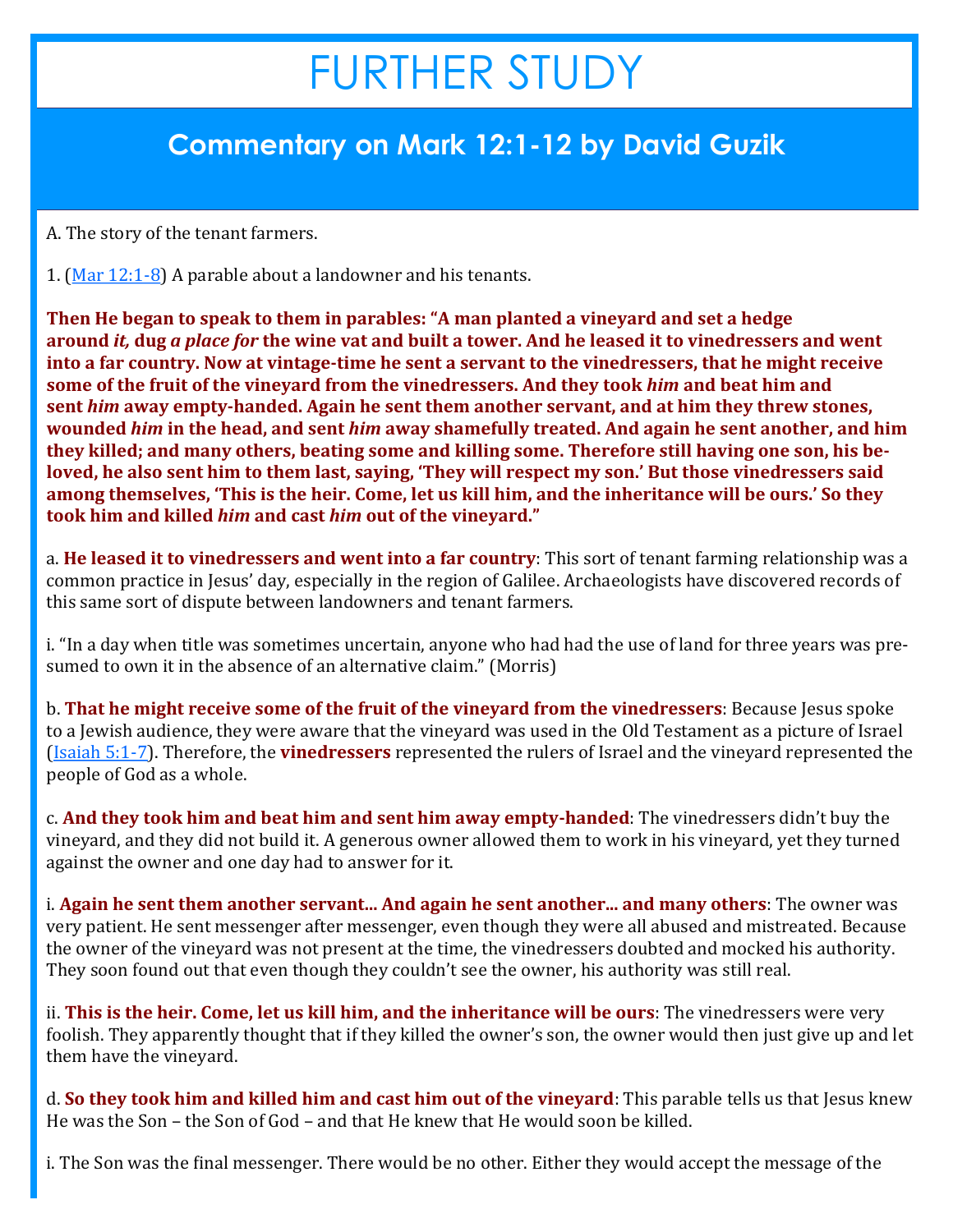# FURTHER STUDY

## Commentary on Mark 12:1-12 by David Guzik

A. The story of the tenant farmers.

1. ([Mar 12:1-8](#)) A parable about a landowner and his tenants.

**Then He began to speak to them in parables: "A man planted a vineyard and set a hedge around *it,* dug *a place for* the wine vat and built a tower. And he leased it to vinedressers and went into a far country. Now at vintage-time he sent a servant to the vinedressers, that he might receive some of the fruit of the vineyard from the vinedressers. And they took *him* and beat him and sent *him* away empty-handed. Again he sent them another servant, and at him they threw stones, wounded *him* in the head, and sent *him* away shamefully treated. And again he sent another, and him they killed; and many others, beating some and killing some. Therefore still having one son, his beloved, he also sent him to them last, saying, 'They will respect my son.' But those vinedressers said among themselves, 'This is the heir. Come, let us kill him, and the inheritance will be ours.' So they took him and killed *him* and cast *him* out of the vineyard."**

a. **He leased it to vinedressers and went into a far country**: This sort of tenant farming relationship was a common practice in Jesus' day, especially in the region of Galilee. Archaeologists have discovered records of this same sort of dispute between landowners and tenant farmers.

i. "In a day when title was sometimes uncertain, anyone who had had the use of land for three years was presumed to own it in the absence of an alternative claim." (Morris)

b. **That he might receive some of the fruit of the vineyard from the vinedressers**: Because Jesus spoke to a Jewish audience, they were aware that the vineyard was used in the Old Testament as a picture of Israel ([Isaiah 5:1-7](#)). Therefore, the **vinedressers** represented the rulers of Israel and the vineyard represented the people of God as a whole.

c. **And they took him and beat him and sent him away empty-handed**: The vinedressers didn't buy the vineyard, and they did not build it. A generous owner allowed them to work in his vineyard, yet they turned against the owner and one day had to answer for it.

i. **Again he sent them another servant... And again he sent another... and many others**: The owner was very patient. He sent messenger after messenger, even though they were all abused and mistreated. Because the owner of the vineyard was not present at the time, the vinedressers doubted and mocked his authority. They soon found out that even though they couldn't see the owner, his authority was still real.

ii. **This is the heir. Come, let us kill him, and the inheritance will be ours**: The vinedressers were very foolish. They apparently thought that if they killed the owner's son, the owner would then just give up and let them have the vineyard.

d. **So they took him and killed him and cast him out of the vineyard**: This parable tells us that Jesus knew He was the Son – the Son of God – and that He knew that He would soon be killed.

i. The Son was the final messenger. There would be no other. Either they would accept the message of the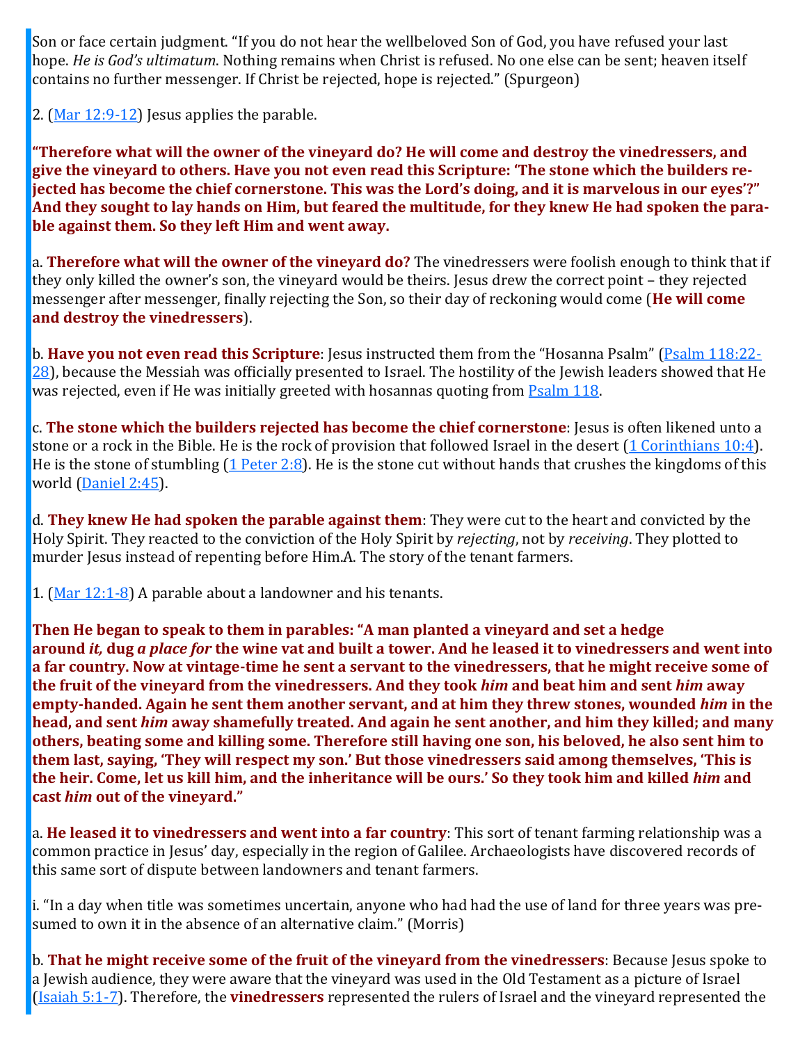Son or face certain judgment. "If you do not hear the wellbeloved Son of God, you have refused your last hope. *He is God's ultimatum*. Nothing remains when Christ is refused. No one else can be sent; heaven itself contains no further messenger. If Christ be rejected, hope is rejected." (Spurgeon)

2. (Mar 12:9-12) Jesus applies the parable.

**"Therefore what will the owner of the vineyard do? He will come and destroy the vinedressers, and give the vineyard to others. Have you not even read this Scripture: 'The stone which the builders rejected has become the chief cornerstone. This was the Lord's doing, and it is marvelous in our eyes'?" And they sought to lay hands on Him, but feared the multitude, for they knew He had spoken the parable against them. So they left Him and went away.**

a. **Therefore what will the owner of the vineyard do?** The vinedressers were foolish enough to think that if they only killed the owner's son, the vineyard would be theirs. Jesus drew the correct point – they rejected messenger after messenger, finally rejecting the Son, so their day of reckoning would come (**He will come and destroy the vinedressers**).

b. **Have you not even read this Scripture**: Jesus instructed them from the "Hosanna Psalm" (Psalm 118:22-28), because the Messiah was officially presented to Israel. The hostility of the Jewish leaders showed that He was rejected, even if He was initially greeted with hosannas quoting from Psalm 118.

c. **The stone which the builders rejected has become the chief cornerstone**: Jesus is often likened unto a stone or a rock in the Bible. He is the rock of provision that followed Israel in the desert (1 Corinthians 10:4). He is the stone of stumbling (1 Peter 2:8). He is the stone cut without hands that crushes the kingdoms of this world (Daniel 2:45).

d. **They knew He had spoken the parable against them**: They were cut to the heart and convicted by the Holy Spirit. They reacted to the conviction of the Holy Spirit by *rejecting*, not by *receiving*. They plotted to murder Jesus instead of repenting before Him.A. The story of the tenant farmers.

1. (Mar 12:1-8) A parable about a landowner and his tenants.

**Then He began to speak to them in parables: "A man planted a vineyard and set a hedge around *it,* dug *a place for* the wine vat and built a tower. And he leased it to vinedressers and went into a far country. Now at vintage-time he sent a servant to the vinedressers, that he might receive some of the fruit of the vineyard from the vinedressers. And they took *him* and beat him and sent *him* away empty-handed. Again he sent them another servant, and at him they threw stones, wounded *him* in the head, and sent *him* away shamefully treated. And again he sent another, and him they killed; and many others, beating some and killing some. Therefore still having one son, his beloved, he also sent him to them last, saying, 'They will respect my son.' But those vinedressers said among themselves, 'This is the heir. Come, let us kill him, and the inheritance will be ours.' So they took him and killed *him* and cast *him* out of the vineyard."**

a. **He leased it to vinedressers and went into a far country**: This sort of tenant farming relationship was a common practice in Jesus' day, especially in the region of Galilee. Archaeologists have discovered records of this same sort of dispute between landowners and tenant farmers.

i. "In a day when title was sometimes uncertain, anyone who had had the use of land for three years was presumed to own it in the absence of an alternative claim." (Morris)

b. **That he might receive some of the fruit of the vineyard from the vinedressers**: Because Jesus spoke to a Jewish audience, they were aware that the vineyard was used in the Old Testament as a picture of Israel (Isaiah 5:1-7). Therefore, the **vinedressers** represented the rulers of Israel and the vineyard represented the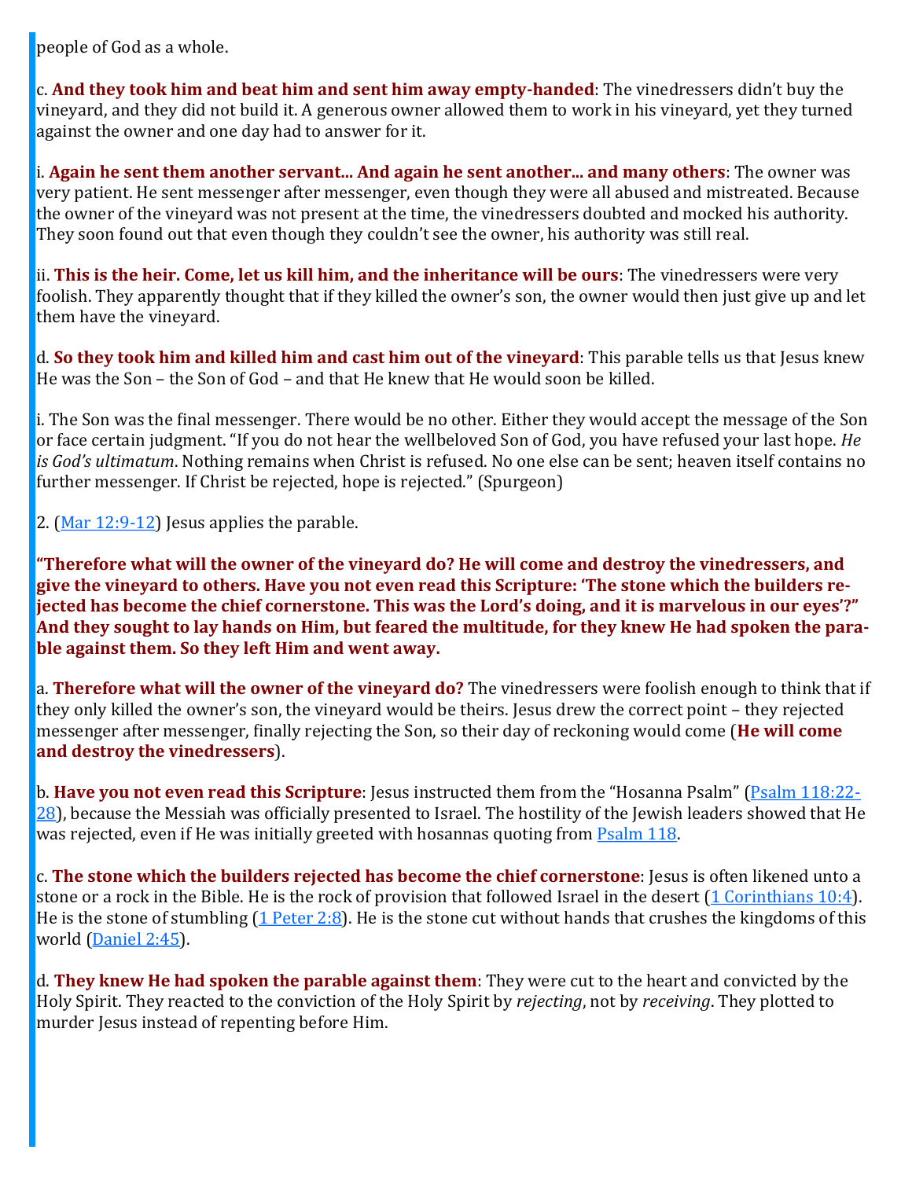people of God as a whole.

c. **And they took him and beat him and sent him away empty-handed**: The vinedressers didn't buy the vineyard, and they did not build it. A generous owner allowed them to work in his vineyard, yet they turned against the owner and one day had to answer for it.

i. **Again he sent them another servant... And again he sent another... and many others**: The owner was very patient. He sent messenger after messenger, even though they were all abused and mistreated. Because the owner of the vineyard was not present at the time, the vinedressers doubted and mocked his authority. They soon found out that even though they couldn't see the owner, his authority was still real.

ii. **This is the heir. Come, let us kill him, and the inheritance will be ours**: The vinedressers were very foolish. They apparently thought that if they killed the owner's son, the owner would then just give up and let them have the vineyard.

d. **So they took him and killed him and cast him out of the vineyard**: This parable tells us that Jesus knew He was the Son – the Son of God – and that He knew that He would soon be killed.

i. The Son was the final messenger. There would be no other. Either they would accept the message of the Son or face certain judgment. "If you do not hear the wellbeloved Son of God, you have refused your last hope. *He is God's ultimatum*. Nothing remains when Christ is refused. No one else can be sent; heaven itself contains no further messenger. If Christ be rejected, hope is rejected." (Spurgeon)

2. (Mar 12:9-12) Jesus applies the parable.

**"Therefore what will the owner of the vineyard do? He will come and destroy the vinedressers, and give the vineyard to others. Have you not even read this Scripture: 'The stone which the builders rejected has become the chief cornerstone. This was the Lord's doing, and it is marvelous in our eyes'?" And they sought to lay hands on Him, but feared the multitude, for they knew He had spoken the parable against them. So they left Him and went away.**

a. **Therefore what will the owner of the vineyard do?** The vinedressers were foolish enough to think that if they only killed the owner's son, the vineyard would be theirs. Jesus drew the correct point – they rejected messenger after messenger, finally rejecting the Son, so their day of reckoning would come (**He will come and destroy the vinedressers**).

b. **Have you not even read this Scripture**: Jesus instructed them from the "Hosanna Psalm" (Psalm 118:22-28), because the Messiah was officially presented to Israel. The hostility of the Jewish leaders showed that He was rejected, even if He was initially greeted with hosannas quoting from Psalm 118.

c. **The stone which the builders rejected has become the chief cornerstone**: Jesus is often likened unto a stone or a rock in the Bible. He is the rock of provision that followed Israel in the desert (1 Corinthians 10:4). He is the stone of stumbling (1 Peter 2:8). He is the stone cut without hands that crushes the kingdoms of this world (Daniel 2:45).

d. **They knew He had spoken the parable against them**: They were cut to the heart and convicted by the Holy Spirit. They reacted to the conviction of the Holy Spirit by *rejecting*, not by *receiving*. They plotted to murder Jesus instead of repenting before Him.